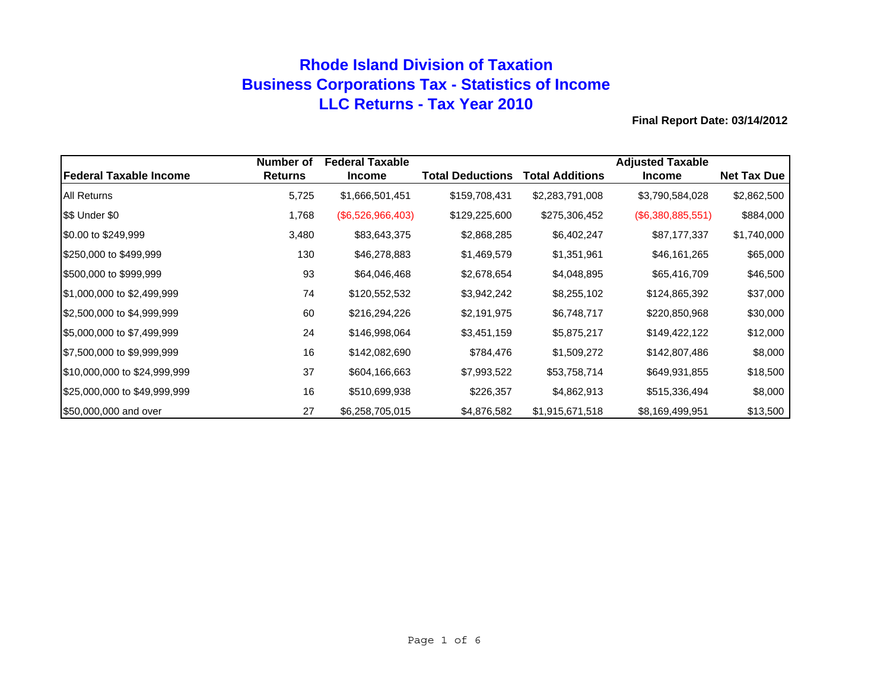# Rhode Island Division of Taxation
## Business Corporations Tax - Statistics of Income
## LLC Returns - Tax Year 2010

**Final Report Date: 03/14/2012**

| Federal Taxable Income | Number of Returns | Federal Taxable Income | Total Deductions | Total Additions | Adjusted Taxable Income | Net Tax Due |
|---|---|---|---|---|---|---|
| All Returns | 5,725 | $1,666,501,451 | $159,708,431 | $2,283,791,008 | $3,790,584,028 | $2,862,500 |
| $$ Under $0 | 1,768 | ($6,526,966,403) | $129,225,600 | $275,306,452 | ($6,380,885,551) | $884,000 |
| $0.00 to $249,999 | 3,480 | $83,643,375 | $2,868,285 | $6,402,247 | $87,177,337 | $1,740,000 |
| $250,000 to $499,999 | 130 | $46,278,883 | $1,469,579 | $1,351,961 | $46,161,265 | $65,000 |
| $500,000 to $999,999 | 93 | $64,046,468 | $2,678,654 | $4,048,895 | $65,416,709 | $46,500 |
| $1,000,000 to $2,499,999 | 74 | $120,552,532 | $3,942,242 | $8,255,102 | $124,865,392 | $37,000 |
| $2,500,000 to $4,999,999 | 60 | $216,294,226 | $2,191,975 | $6,748,717 | $220,850,968 | $30,000 |
| $5,000,000 to $7,499,999 | 24 | $146,998,064 | $3,451,159 | $5,875,217 | $149,422,122 | $12,000 |
| $7,500,000 to $9,999,999 | 16 | $142,082,690 | $784,476 | $1,509,272 | $142,807,486 | $8,000 |
| $10,000,000 to $24,999,999 | 37 | $604,166,663 | $7,993,522 | $53,758,714 | $649,931,855 | $18,500 |
| $25,000,000 to $49,999,999 | 16 | $510,699,938 | $226,357 | $4,862,913 | $515,336,494 | $8,000 |
| $50,000,000 and over | 27 | $6,258,705,015 | $4,876,582 | $1,915,671,518 | $8,169,499,951 | $13,500 |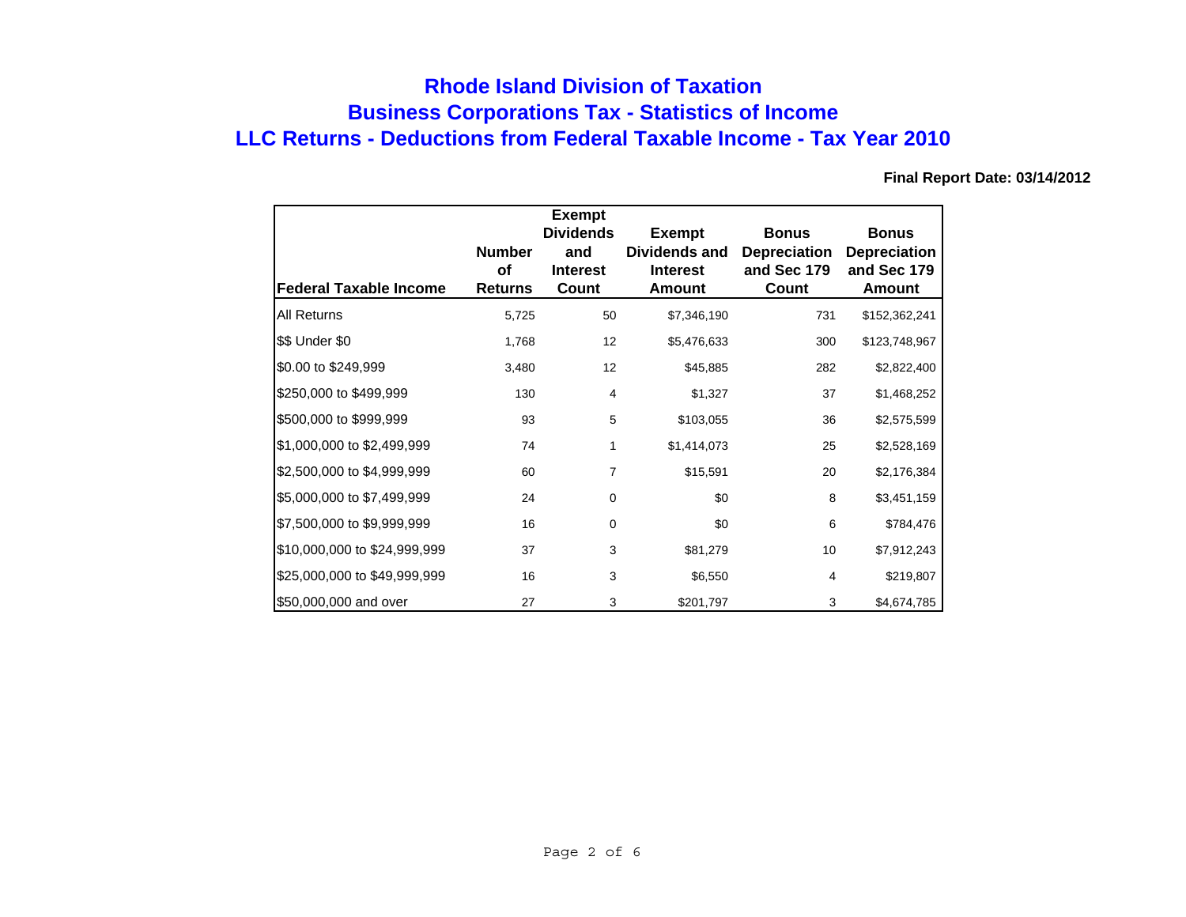# Rhode Island Division of Taxation
## Business Corporations Tax - Statistics of Income
## LLC Returns - Deductions from Federal Taxable Income - Tax Year 2010

**Final Report Date: 03/14/2012**

| Federal Taxable Income | Number of Returns | Exempt Dividends and Interest Count | Exempt Dividends and Interest Amount | Bonus Depreciation and Sec 179 Count | Bonus Depreciation and Sec 179 Amount |
|---|---|---|---|---|---|
| All Returns | 5,725 | 50 | $7,346,190 | 731 | $152,362,241 |
| $$ Under $0 | 1,768 | 12 | $5,476,633 | 300 | $123,748,967 |
| $0.00 to $249,999 | 3,480 | 12 | $45,885 | 282 | $2,822,400 |
| $250,000 to $499,999 | 130 | 4 | $1,327 | 37 | $1,468,252 |
| $500,000 to $999,999 | 93 | 5 | $103,055 | 36 | $2,575,599 |
| $1,000,000 to $2,499,999 | 74 | 1 | $1,414,073 | 25 | $2,528,169 |
| $2,500,000 to $4,999,999 | 60 | 7 | $15,591 | 20 | $2,176,384 |
| $5,000,000 to $7,499,999 | 24 | 0 | $0 | 8 | $3,451,159 |
| $7,500,000 to $9,999,999 | 16 | 0 | $0 | 6 | $784,476 |
| $10,000,000 to $24,999,999 | 37 | 3 | $81,279 | 10 | $7,912,243 |
| $25,000,000 to $49,999,999 | 16 | 3 | $6,550 | 4 | $219,807 |
| $50,000,000 and over | 27 | 3 | $201,797 | 3 | $4,674,785 |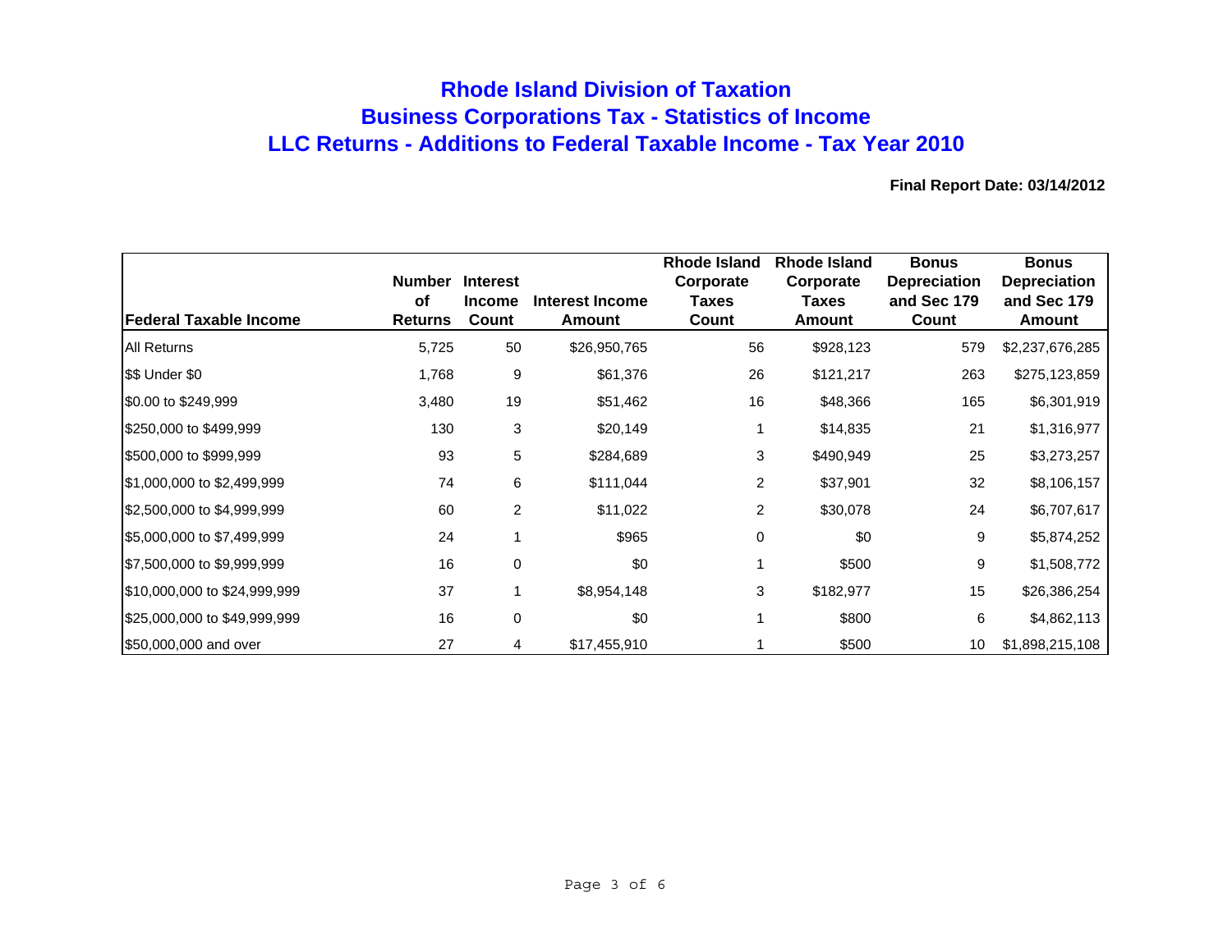# Rhode Island Division of Taxation
# Business Corporations Tax - Statistics of Income
# LLC Returns - Additions to Federal Taxable Income - Tax Year 2010

**Final Report Date: 03/14/2012**

| Federal Taxable Income | Number of Returns | Interest Income Count | Interest Income Amount | Rhode Island Corporate Taxes Count | Rhode Island Corporate Taxes Amount | Bonus Depreciation and Sec 179 Count | Bonus Depreciation and Sec 179 Amount |
|---|---|---|---|---|---|---|---|
| All Returns | 5,725 | 50 | $26,950,765 | 56 | $928,123 | 579 | $2,237,676,285 |
| $$ Under $0 | 1,768 | 9 | $61,376 | 26 | $121,217 | 263 | $275,123,859 |
| $0.00 to $249,999 | 3,480 | 19 | $51,462 | 16 | $48,366 | 165 | $6,301,919 |
| $250,000 to $499,999 | 130 | 3 | $20,149 | 1 | $14,835 | 21 | $1,316,977 |
| $500,000 to $999,999 | 93 | 5 | $284,689 | 3 | $490,949 | 25 | $3,273,257 |
| $1,000,000 to $2,499,999 | 74 | 6 | $111,044 | 2 | $37,901 | 32 | $8,106,157 |
| $2,500,000 to $4,999,999 | 60 | 2 | $11,022 | 2 | $30,078 | 24 | $6,707,617 |
| $5,000,000 to $7,499,999 | 24 | 1 | $965 | 0 | $0 | 9 | $5,874,252 |
| $7,500,000 to $9,999,999 | 16 | 0 | $0 | 1 | $500 | 9 | $1,508,772 |
| $10,000,000 to $24,999,999 | 37 | 1 | $8,954,148 | 3 | $182,977 | 15 | $26,386,254 |
| $25,000,000 to $49,999,999 | 16 | 0 | $0 | 1 | $800 | 6 | $4,862,113 |
| $50,000,000 and over | 27 | 4 | $17,455,910 | 1 | $500 | 10 | $1,898,215,108 |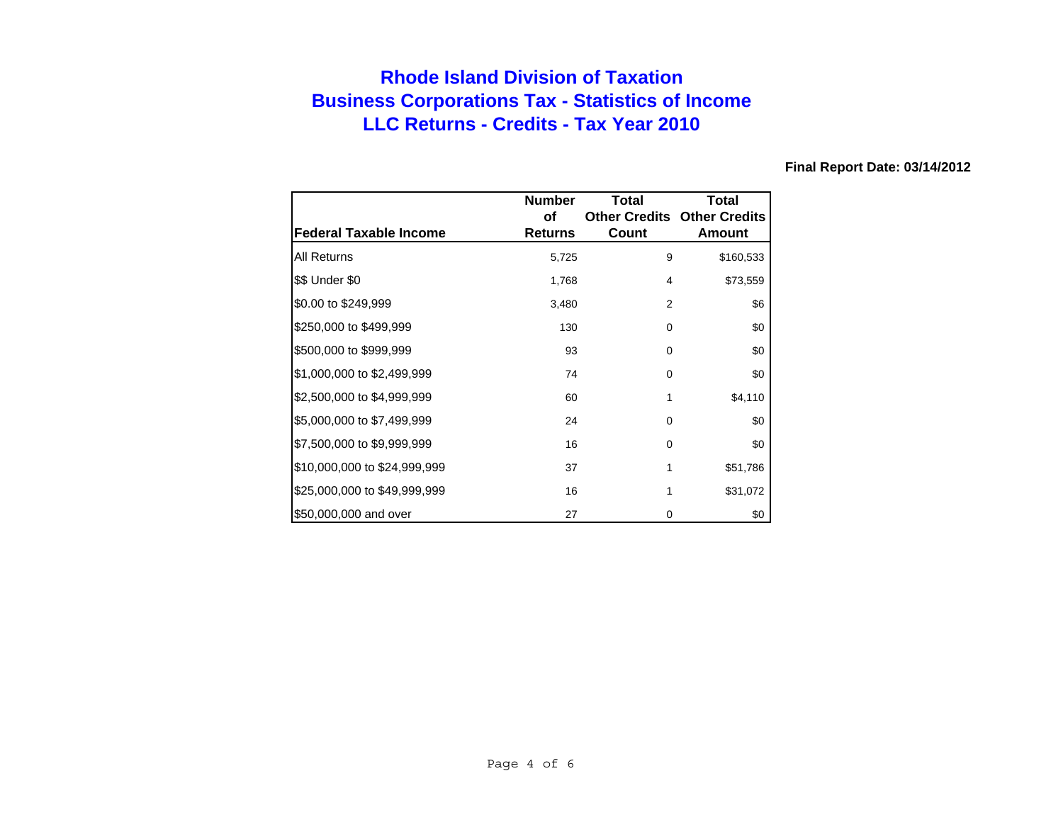# Rhode Island Division of Taxation
# Business Corporations Tax - Statistics of Income
# LLC Returns - Credits - Tax Year 2010

**Final Report Date: 03/14/2012**

| Federal Taxable Income | Number of Returns | Total Other Credits Count | Total Other Credits Amount |
|---|---|---|---|
| All Returns | 5,725 | 9 | $160,533 |
| $$ Under $0 | 1,768 | 4 | $73,559 |
| $0.00 to $249,999 | 3,480 | 2 | $6 |
| $250,000 to $499,999 | 130 | 0 | $0 |
| $500,000 to $999,999 | 93 | 0 | $0 |
| $1,000,000 to $2,499,999 | 74 | 0 | $0 |
| $2,500,000 to $4,999,999 | 60 | 1 | $4,110 |
| $5,000,000 to $7,499,999 | 24 | 0 | $0 |
| $7,500,000 to $9,999,999 | 16 | 0 | $0 |
| $10,000,000 to $24,999,999 | 37 | 1 | $51,786 |
| $25,000,000 to $49,999,999 | 16 | 1 | $31,072 |
| $50,000,000 and over | 27 | 0 | $0 |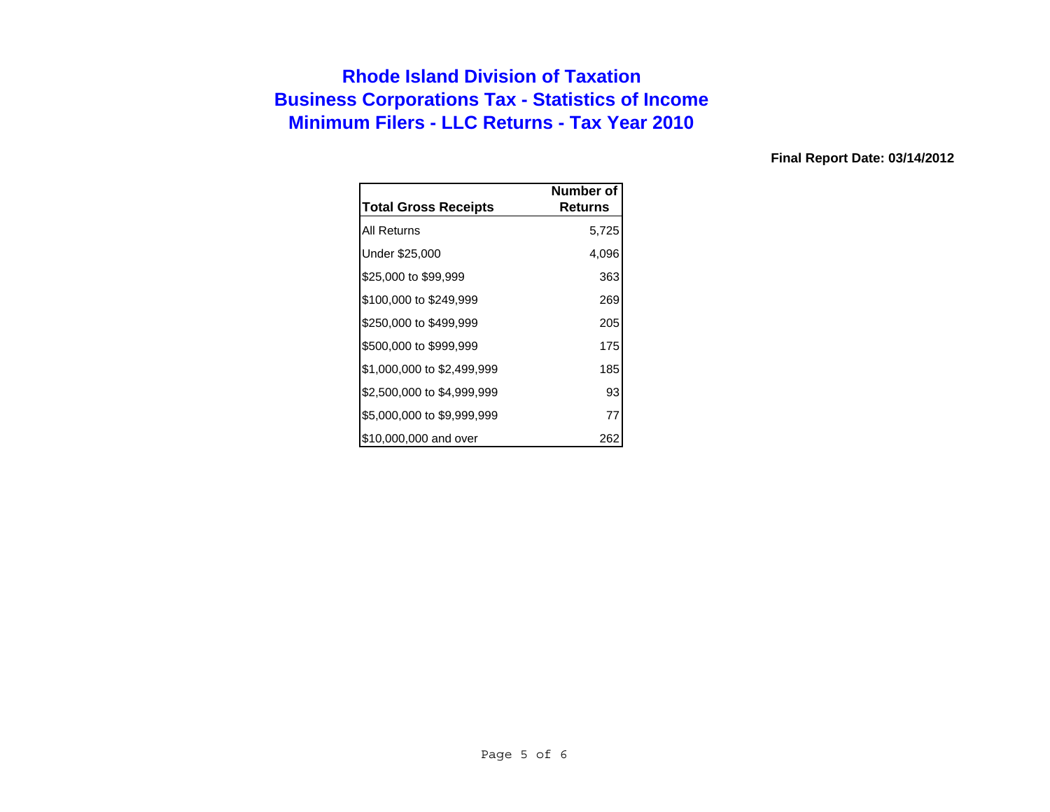# Rhode Island Division of Taxation
## Business Corporations Tax - Statistics of Income
## Minimum Filers - LLC Returns - Tax Year 2010

**Final Report Date: 03/14/2012**

| Total Gross Receipts | Number of Returns |
|---|---:|
| All Returns | 5,725 |
| Under $25,000 | 4,096 |
| $25,000 to $99,999 | 363 |
| $100,000 to $249,999 | 269 |
| $250,000 to $499,999 | 205 |
| $500,000 to $999,999 | 175 |
| $1,000,000 to $2,499,999 | 185 |
| $2,500,000 to $4,999,999 | 93 |
| $5,000,000 to $9,999,999 | 77 |
| $10,000,000 and over | 262 |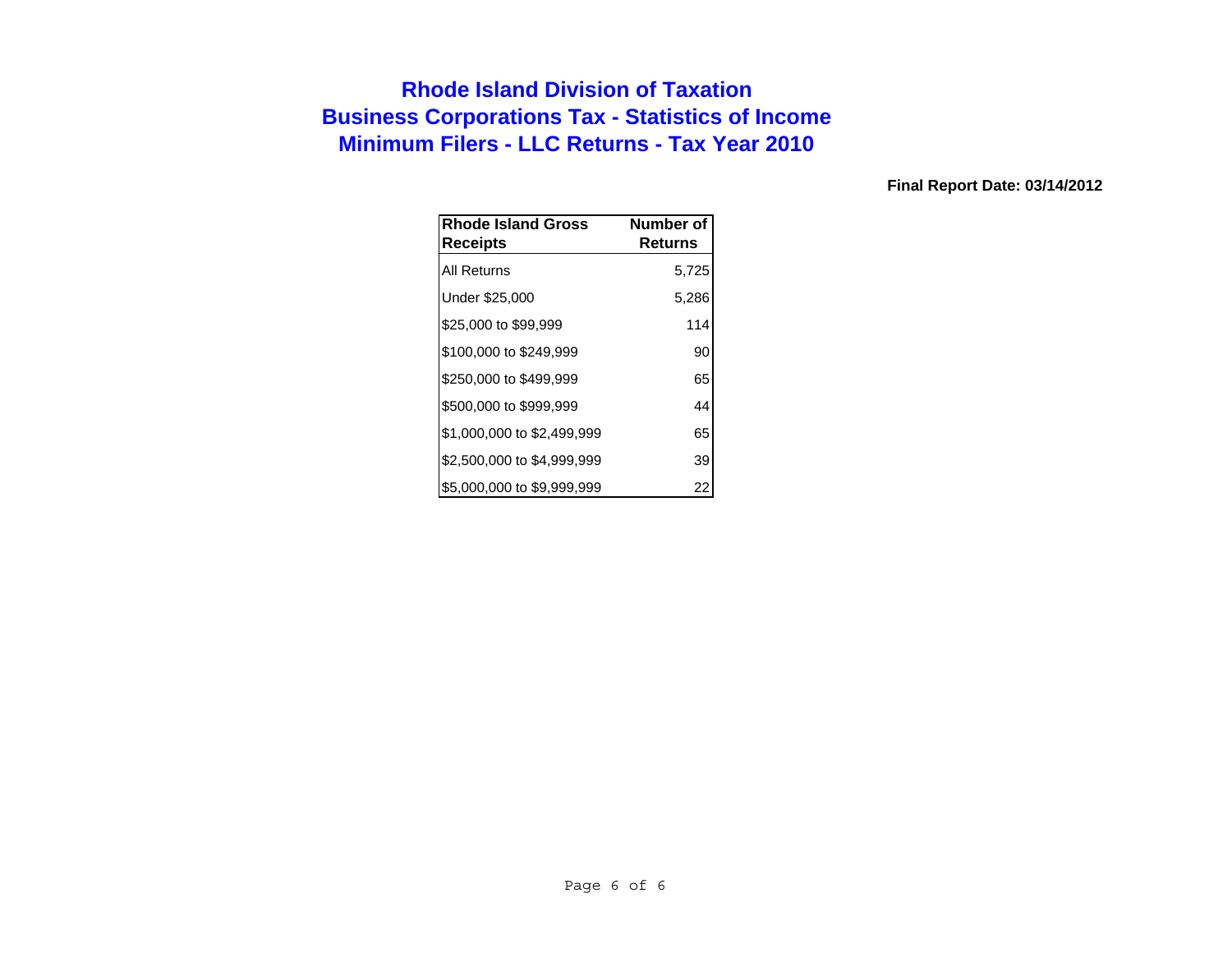# Rhode Island Division of Taxation
# Business Corporations Tax - Statistics of Income
# Minimum Filers - LLC Returns - Tax Year 2010

**Final Report Date: 03/14/2012**

| Rhode Island Gross Receipts | Number of Returns |
|---|---|
| All Returns | 5,725 |
| Under $25,000 | 5,286 |
| $25,000 to $99,999 | 114 |
| $100,000 to $249,999 | 90 |
| $250,000 to $499,999 | 65 |
| $500,000 to $999,999 | 44 |
| $1,000,000 to $2,499,999 | 65 |
| $2,500,000 to $4,999,999 | 39 |
| $5,000,000 to $9,999,999 | 22 |